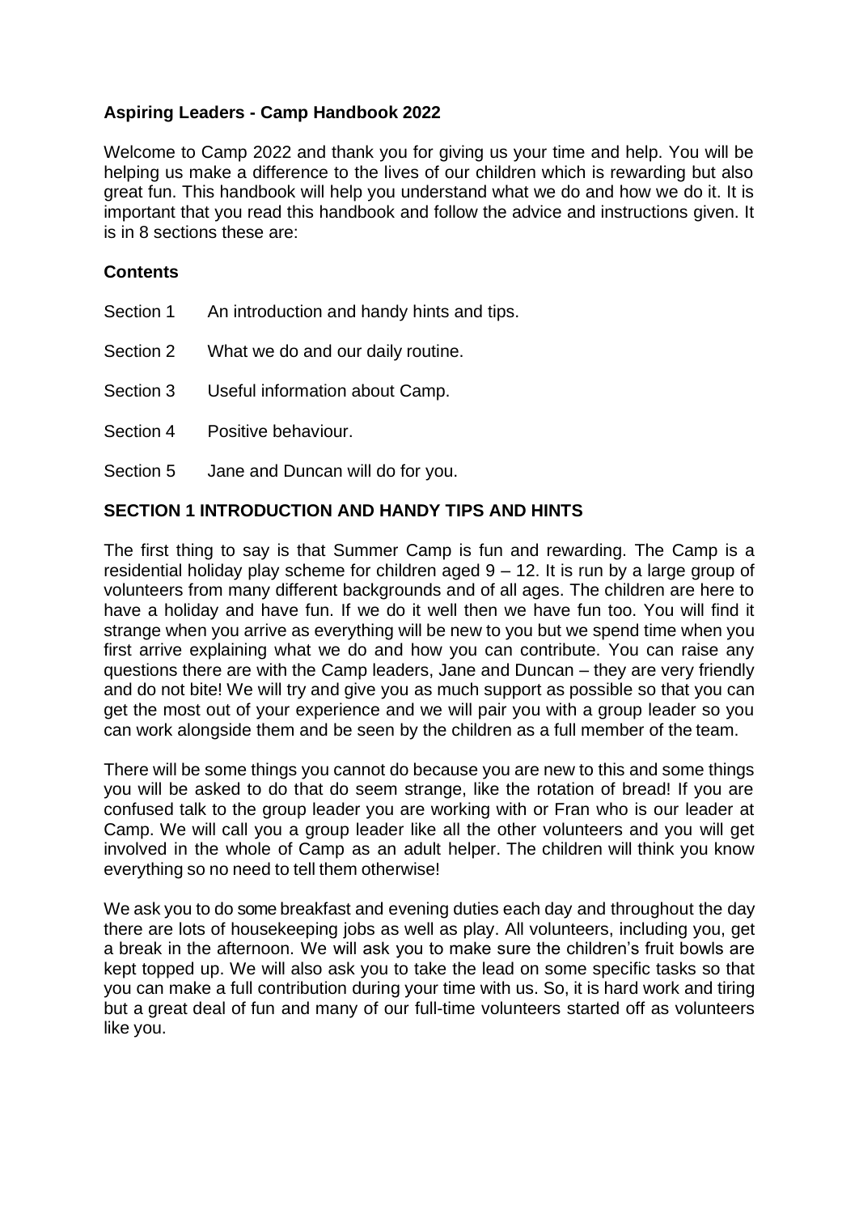**Aspiring Leaders - Camp Handbook 2022**

Welcome to Camp 2022 and thank you for giving us your time and help. You will be helping us make a difference to the lives of our children which is rewarding but also great fun. This handbook will help you understand what we do and how we do it. It is important that you read this handbook and follow the advice and instructions given. It is in 8 sections these are:

**Contents**

Section 1 An introduction and handy hints and tips.

Section 2 What we do and our daily routine.

Section 3 Useful information about Camp.

Section 4 Positive behaviour.

Section 5 Jane and Duncan will do for you.

**SECTION 1 INTRODUCTION AND HANDY TIPS AND HINTS**

The first thing to say is that Summer Camp is fun and rewarding. The Camp is a residential holiday play scheme for children aged 9 – 12. It is run by a large group of volunteers from many different backgrounds and of all ages. The children are here to have a holiday and have fun. If we do it well then we have fun too. You will find it strange when you arrive as everything will be new to you but we spend time when you first arrive explaining what we do and how you can contribute. You can raise any questions there are with the Camp leaders, Jane and Duncan – they are very friendly and do not bite! We will try and give you as much support as possible so that you can get the most out of your experience and we will pair you with a group leader so you can work alongside them and be seen by the children as a full member of the team.

There will be some things you cannot do because you are new to this and some things you will be asked to do that do seem strange, like the rotation of bread! If you are confused talk to the group leader you are working with or Fran who is our leader at Camp. We will call you a group leader like all the other volunteers and you will get involved in the whole of Camp as an adult helper. The children will think you know everything so no need to tell them otherwise!

We ask you to do some breakfast and evening duties each day and throughout the day there are lots of housekeeping jobs as well as play. All volunteers, including you, get a break in the afternoon. We will ask you to make sure the children's fruit bowls are kept topped up. We will also ask you to take the lead on some specific tasks so that you can make a full contribution during your time with us. So, it is hard work and tiring but a great deal of fun and many of our full-time volunteers started off as volunteers like you.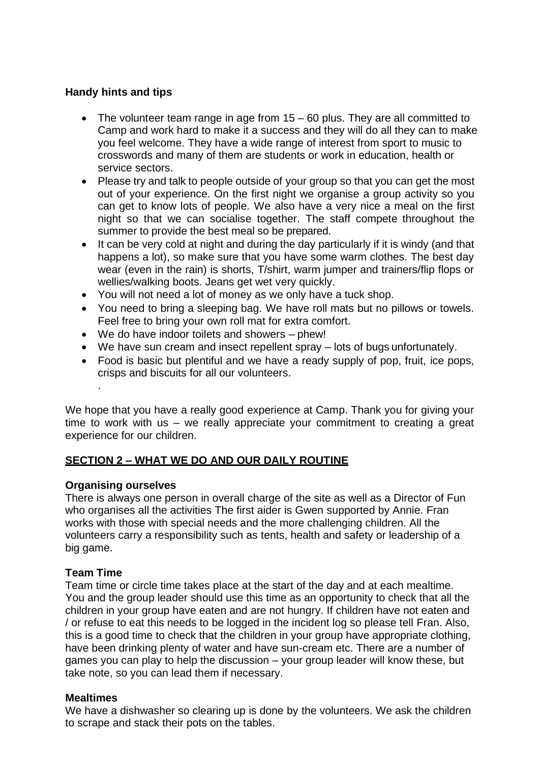### Handy hints and tips

- The volunteer team range in age from 15 – 60 plus. They are all committed to Camp and work hard to make it a success and they will do all they can to make you feel welcome. They have a wide range of interest from sport to music to crosswords and many of them are students or work in education, health or service sectors.
- Please try and talk to people outside of your group so that you can get the most out of your experience. On the first night we organise a group activity so you can get to know lots of people. We also have a very nice a meal on the first night so that we can socialise together. The staff compete throughout the summer to provide the best meal so be prepared.
- It can be very cold at night and during the day particularly if it is windy (and that happens a lot), so make sure that you have some warm clothes. The best day wear (even in the rain) is shorts, T/shirt, warm jumper and trainers/flip flops or wellies/walking boots. Jeans get wet very quickly.
- You will not need a lot of money as we only have a tuck shop.
- You need to bring a sleeping bag. We have roll mats but no pillows or towels. Feel free to bring your own roll mat for extra comfort.
- We do have indoor toilets and showers – phew!
- We have sun cream and insect repellent spray – lots of bugs unfortunately.
- Food is basic but plentiful and we have a ready supply of pop, fruit, ice pops, crisps and biscuits for all our volunteers.
  .

We hope that you have a really good experience at Camp. Thank you for giving your time to work with us – we really appreciate your commitment to creating a great experience for our children.

## SECTION 2 – WHAT WE DO AND OUR DAILY ROUTINE

### Organising ourselves

There is always one person in overall charge of the site as well as a Director of Fun who organises all the activities The first aider is Gwen supported by Annie. Fran works with those with special needs and the more challenging children. All the volunteers carry a responsibility such as tents, health and safety or leadership of a big game.

### Team Time

Team time or circle time takes place at the start of the day and at each mealtime. You and the group leader should use this time as an opportunity to check that all the children in your group have eaten and are not hungry. If children have not eaten and / or refuse to eat this needs to be logged in the incident log so please tell Fran. Also, this is a good time to check that the children in your group have appropriate clothing, have been drinking plenty of water and have sun-cream etc. There are a number of games you can play to help the discussion – your group leader will know these, but take note, so you can lead them if necessary.

### Mealtimes

We have a dishwasher so clearing up is done by the volunteers. We ask the children to scrape and stack their pots on the tables.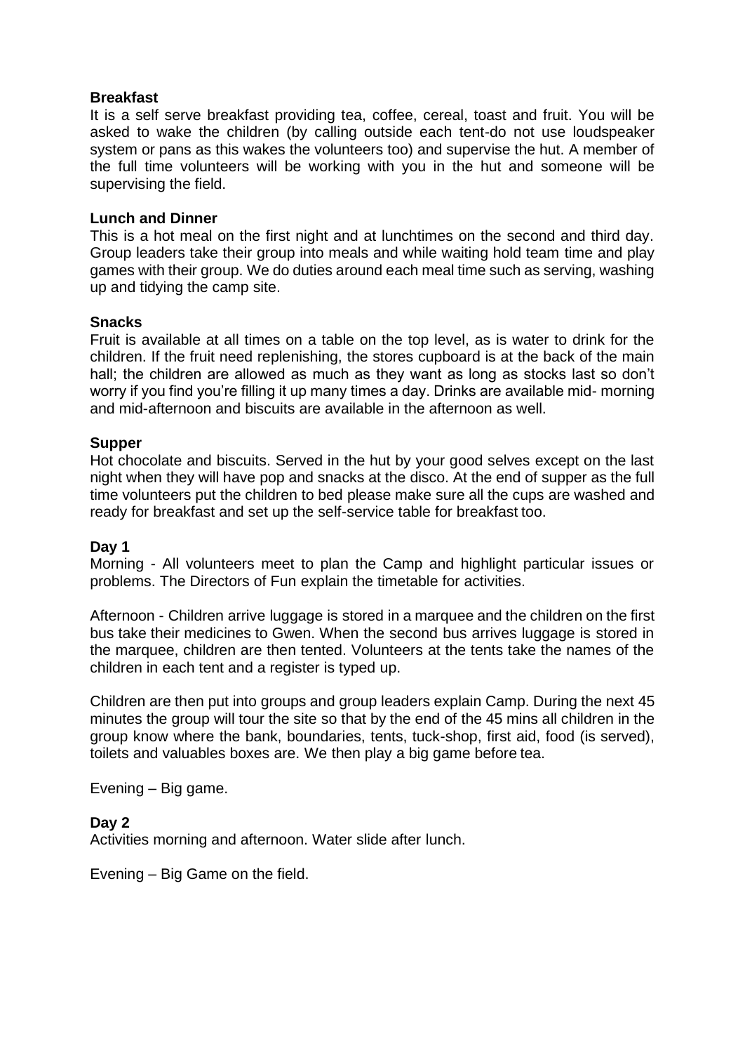**Breakfast**

It is a self serve breakfast providing tea, coffee, cereal, toast and fruit. You will be asked to wake the children (by calling outside each tent-do not use loudspeaker system or pans as this wakes the volunteers too) and supervise the hut. A member of the full time volunteers will be working with you in the hut and someone will be supervising the field.

**Lunch and Dinner**

This is a hot meal on the first night and at lunchtimes on the second and third day. Group leaders take their group into meals and while waiting hold team time and play games with their group. We do duties around each meal time such as serving, washing up and tidying the camp site.

**Snacks**

Fruit is available at all times on a table on the top level, as is water to drink for the children. If the fruit need replenishing, the stores cupboard is at the back of the main hall; the children are allowed as much as they want as long as stocks last so don't worry if you find you're filling it up many times a day. Drinks are available mid- morning and mid-afternoon and biscuits are available in the afternoon as well.

**Supper**

Hot chocolate and biscuits. Served in the hut by your good selves except on the last night when they will have pop and snacks at the disco. At the end of supper as the full time volunteers put the children to bed please make sure all the cups are washed and ready for breakfast and set up the self-service table for breakfast too.

**Day 1**

Morning - All volunteers meet to plan the Camp and highlight particular issues or problems. The Directors of Fun explain the timetable for activities.

Afternoon - Children arrive luggage is stored in a marquee and the children on the first bus take their medicines to Gwen. When the second bus arrives luggage is stored in the marquee, children are then tented. Volunteers at the tents take the names of the children in each tent and a register is typed up.

Children are then put into groups and group leaders explain Camp. During the next 45 minutes the group will tour the site so that by the end of the 45 mins all children in the group know where the bank, boundaries, tents, tuck-shop, first aid, food (is served), toilets and valuables boxes are. We then play a big game before tea.

Evening – Big game.

**Day 2**

Activities morning and afternoon. Water slide after lunch.

Evening – Big Game on the field.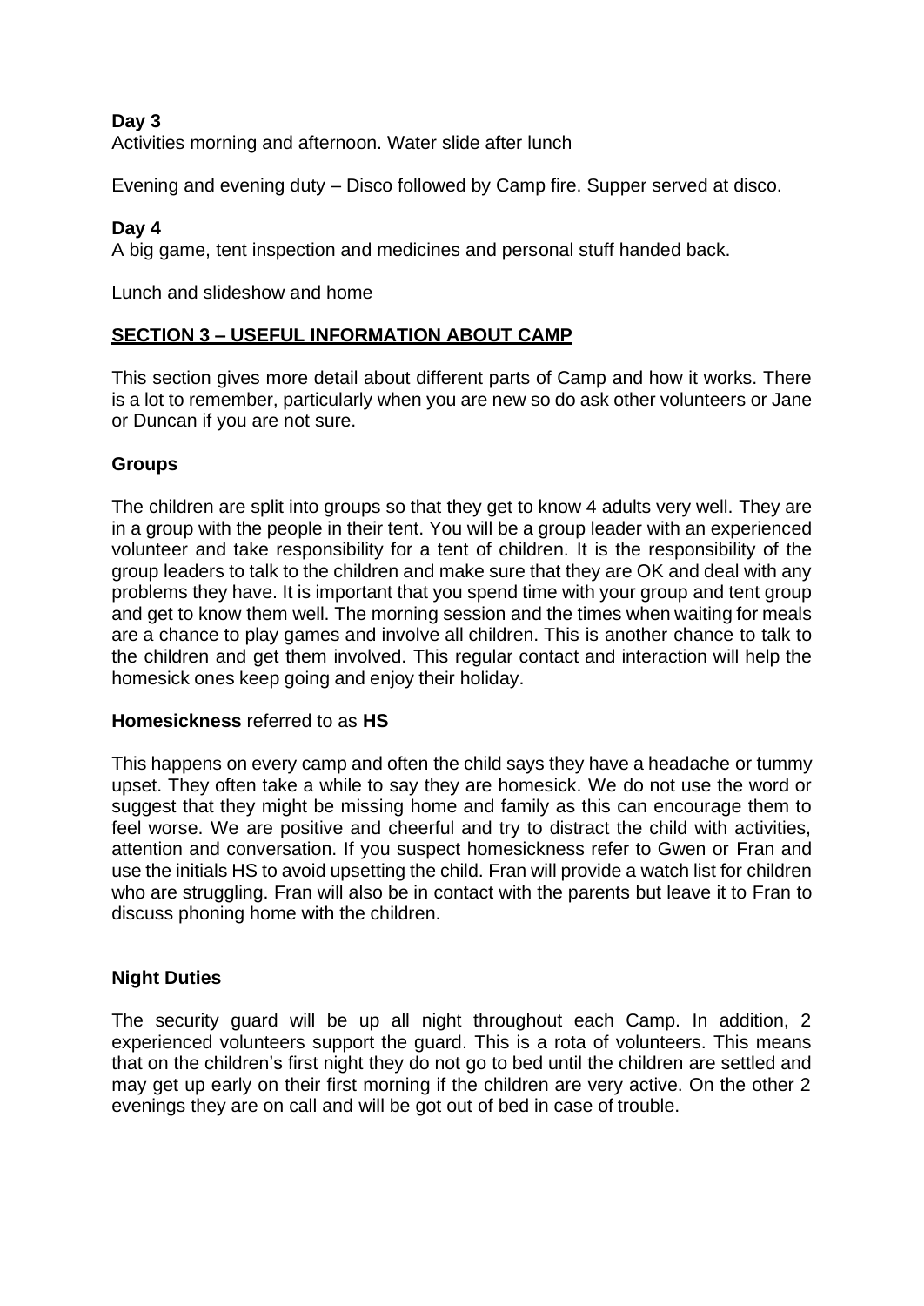**Day 3**

Activities morning and afternoon. Water slide after lunch

Evening and evening duty – Disco followed by Camp fire. Supper served at disco.

**Day 4**

A big game, tent inspection and medicines and personal stuff handed back.

Lunch and slideshow and home

## SECTION 3 – USEFUL INFORMATION ABOUT CAMP

This section gives more detail about different parts of Camp and how it works. There is a lot to remember, particularly when you are new so do ask other volunteers or Jane or Duncan if you are not sure.

### Groups

The children are split into groups so that they get to know 4 adults very well. They are in a group with the people in their tent. You will be a group leader with an experienced volunteer and take responsibility for a tent of children. It is the responsibility of the group leaders to talk to the children and make sure that they are OK and deal with any problems they have. It is important that you spend time with your group and tent group and get to know them well. The morning session and the times when waiting for meals are a chance to play games and involve all children. This is another chance to talk to the children and get them involved. This regular contact and interaction will help the homesick ones keep going and enjoy their holiday.

### Homesickness referred to as HS

This happens on every camp and often the child says they have a headache or tummy upset. They often take a while to say they are homesick. We do not use the word or suggest that they might be missing home and family as this can encourage them to feel worse. We are positive and cheerful and try to distract the child with activities, attention and conversation. If you suspect homesickness refer to Gwen or Fran and use the initials HS to avoid upsetting the child. Fran will provide a watch list for children who are struggling. Fran will also be in contact with the parents but leave it to Fran to discuss phoning home with the children.

### Night Duties

The security guard will be up all night throughout each Camp. In addition, 2 experienced volunteers support the guard. This is a rota of volunteers. This means that on the children's first night they do not go to bed until the children are settled and may get up early on their first morning if the children are very active. On the other 2 evenings they are on call and will be got out of bed in case of trouble.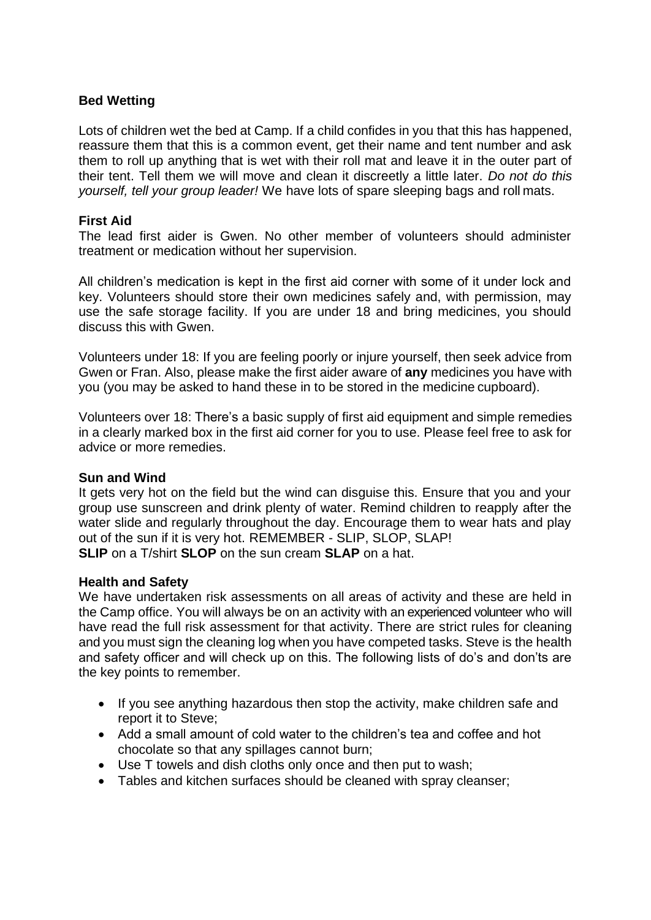**Bed Wetting**

Lots of children wet the bed at Camp. If a child confides in you that this has happened, reassure them that this is a common event, get their name and tent number and ask them to roll up anything that is wet with their roll mat and leave it in the outer part of their tent. Tell them we will move and clean it discreetly a little later. *Do not do this yourself, tell your group leader!* We have lots of spare sleeping bags and roll mats.

**First Aid**

The lead first aider is Gwen. No other member of volunteers should administer treatment or medication without her supervision.

All children's medication is kept in the first aid corner with some of it under lock and key. Volunteers should store their own medicines safely and, with permission, may use the safe storage facility. If you are under 18 and bring medicines, you should discuss this with Gwen.

Volunteers under 18: If you are feeling poorly or injure yourself, then seek advice from Gwen or Fran. Also, please make the first aider aware of **any** medicines you have with you (you may be asked to hand these in to be stored in the medicine cupboard).

Volunteers over 18: There's a basic supply of first aid equipment and simple remedies in a clearly marked box in the first aid corner for you to use. Please feel free to ask for advice or more remedies.

**Sun and Wind**

It gets very hot on the field but the wind can disguise this. Ensure that you and your group use sunscreen and drink plenty of water. Remind children to reapply after the water slide and regularly throughout the day. Encourage them to wear hats and play out of the sun if it is very hot. REMEMBER - SLIP, SLOP, SLAP!
**SLIP** on a T/shirt **SLOP** on the sun cream **SLAP** on a hat.

**Health and Safety**

We have undertaken risk assessments on all areas of activity and these are held in the Camp office. You will always be on an activity with an experienced volunteer who will have read the full risk assessment for that activity. There are strict rules for cleaning and you must sign the cleaning log when you have competed tasks. Steve is the health and safety officer and will check up on this. The following lists of do's and don'ts are the key points to remember.

- If you see anything hazardous then stop the activity, make children safe and report it to Steve;
- Add a small amount of cold water to the children's tea and coffee and hot chocolate so that any spillages cannot burn;
- Use T towels and dish cloths only once and then put to wash;
- Tables and kitchen surfaces should be cleaned with spray cleanser;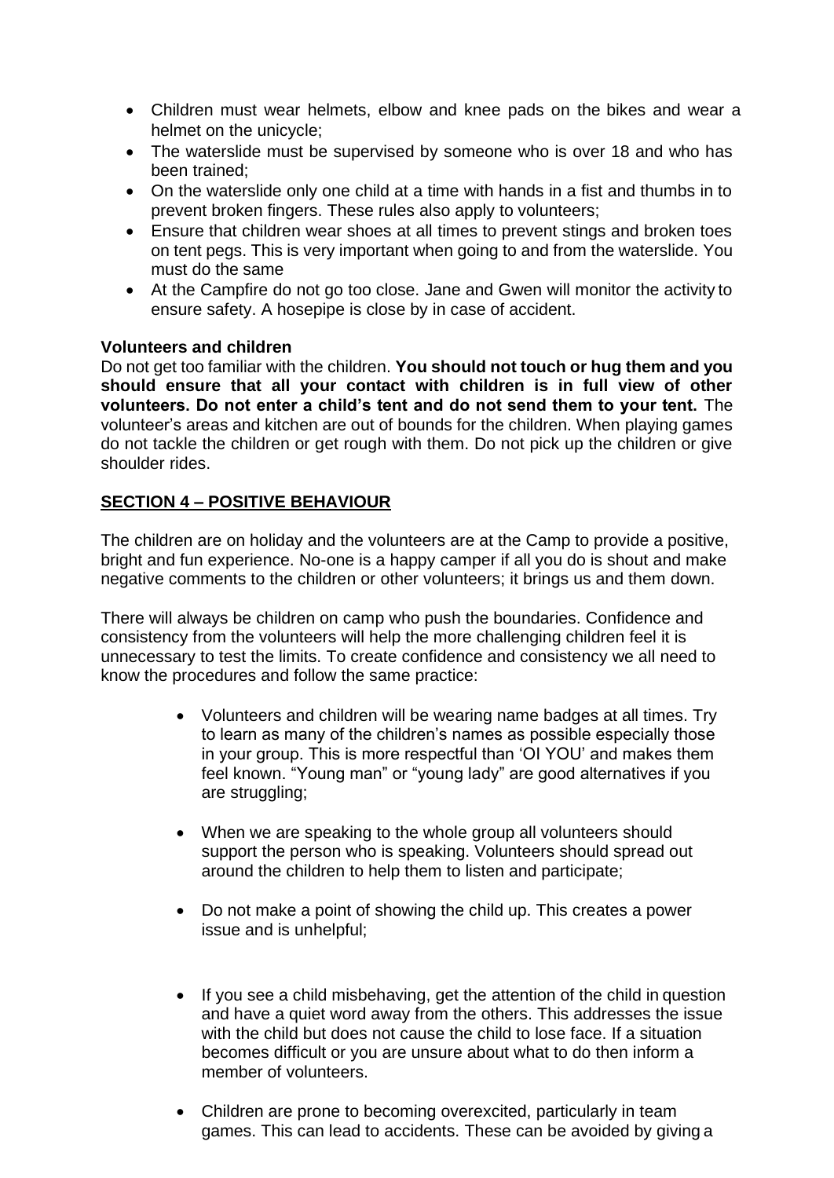- Children must wear helmets, elbow and knee pads on the bikes and wear a helmet on the unicycle;
- The waterslide must be supervised by someone who is over 18 and who has been trained;
- On the waterslide only one child at a time with hands in a fist and thumbs in to prevent broken fingers. These rules also apply to volunteers;
- Ensure that children wear shoes at all times to prevent stings and broken toes on tent pegs. This is very important when going to and from the waterslide. You must do the same
- At the Campfire do not go too close. Jane and Gwen will monitor the activity to ensure safety. A hosepipe is close by in case of accident.

**Volunteers and children**

Do not get too familiar with the children. **You should not touch or hug them and you should ensure that all your contact with children is in full view of other volunteers. Do not enter a child's tent and do not send them to your tent.** The volunteer's areas and kitchen are out of bounds for the children. When playing games do not tackle the children or get rough with them. Do not pick up the children or give shoulder rides.

## SECTION 4 – POSITIVE BEHAVIOUR

The children are on holiday and the volunteers are at the Camp to provide a positive, bright and fun experience. No-one is a happy camper if all you do is shout and make negative comments to the children or other volunteers; it brings us and them down.

There will always be children on camp who push the boundaries. Confidence and consistency from the volunteers will help the more challenging children feel it is unnecessary to test the limits. To create confidence and consistency we all need to know the procedures and follow the same practice:

- Volunteers and children will be wearing name badges at all times. Try to learn as many of the children's names as possible especially those in your group. This is more respectful than 'OI YOU' and makes them feel known. "Young man" or "young lady" are good alternatives if you are struggling;

- When we are speaking to the whole group all volunteers should support the person who is speaking. Volunteers should spread out around the children to help them to listen and participate;

- Do not make a point of showing the child up. This creates a power issue and is unhelpful;

- If you see a child misbehaving, get the attention of the child in question and have a quiet word away from the others. This addresses the issue with the child but does not cause the child to lose face. If a situation becomes difficult or you are unsure about what to do then inform a member of volunteers.

- Children are prone to becoming overexcited, particularly in team games. This can lead to accidents. These can be avoided by giving a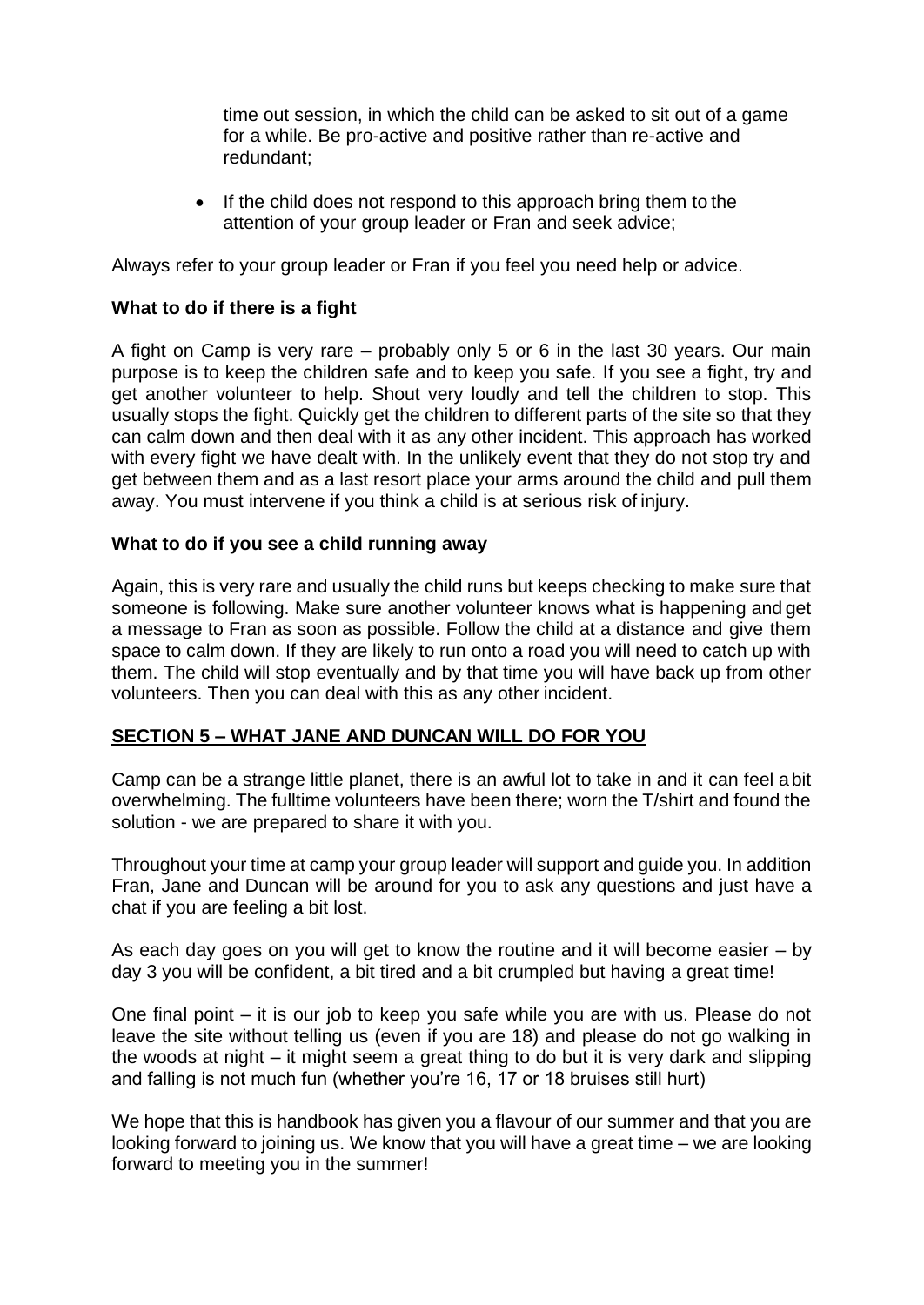time out session, in which the child can be asked to sit out of a game for a while. Be pro-active and positive rather than re-active and redundant;

- If the child does not respond to this approach bring them to the attention of your group leader or Fran and seek advice;

Always refer to your group leader or Fran if you feel you need help or advice.

**What to do if there is a fight**

A fight on Camp is very rare – probably only 5 or 6 in the last 30 years. Our main purpose is to keep the children safe and to keep you safe. If you see a fight, try and get another volunteer to help. Shout very loudly and tell the children to stop. This usually stops the fight. Quickly get the children to different parts of the site so that they can calm down and then deal with it as any other incident. This approach has worked with every fight we have dealt with. In the unlikely event that they do not stop try and get between them and as a last resort place your arms around the child and pull them away. You must intervene if you think a child is at serious risk of injury.

**What to do if you see a child running away**

Again, this is very rare and usually the child runs but keeps checking to make sure that someone is following. Make sure another volunteer knows what is happening and get a message to Fran as soon as possible. Follow the child at a distance and give them space to calm down. If they are likely to run onto a road you will need to catch up with them. The child will stop eventually and by that time you will have back up from other volunteers. Then you can deal with this as any other incident.

## **SECTION 5 – WHAT JANE AND DUNCAN WILL DO FOR YOU**

Camp can be a strange little planet, there is an awful lot to take in and it can feel a bit overwhelming. The fulltime volunteers have been there; worn the T/shirt and found the solution - we are prepared to share it with you.

Throughout your time at camp your group leader will support and guide you. In addition Fran, Jane and Duncan will be around for you to ask any questions and just have a chat if you are feeling a bit lost.

As each day goes on you will get to know the routine and it will become easier – by day 3 you will be confident, a bit tired and a bit crumpled but having a great time!

One final point – it is our job to keep you safe while you are with us. Please do not leave the site without telling us (even if you are 18) and please do not go walking in the woods at night – it might seem a great thing to do but it is very dark and slipping and falling is not much fun (whether you're 16, 17 or 18 bruises still hurt)

We hope that this is handbook has given you a flavour of our summer and that you are looking forward to joining us. We know that you will have a great time – we are looking forward to meeting you in the summer!